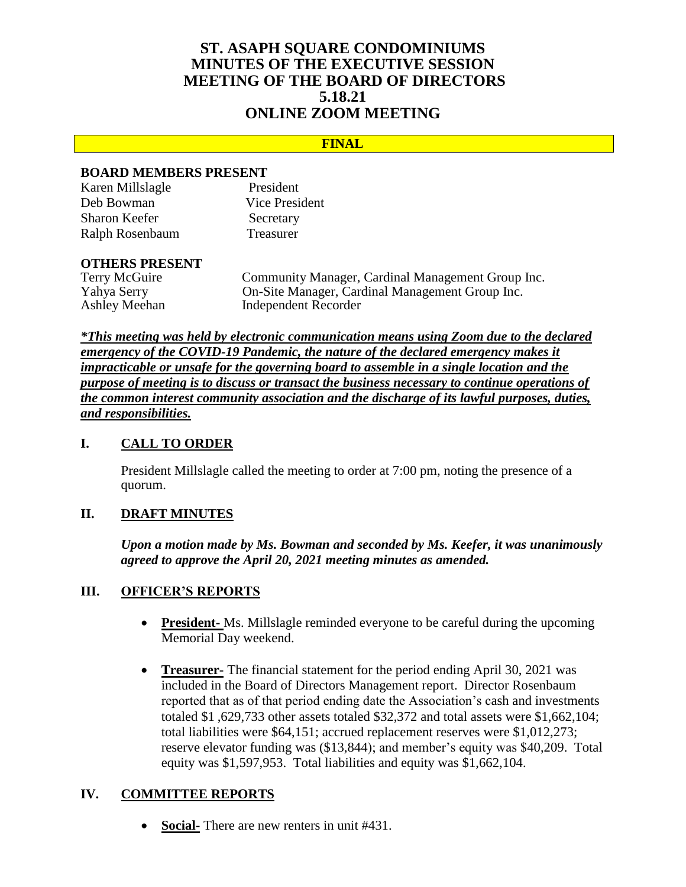# ST. ASAPH SQUARE CONDOMINIUMS
# MINUTES OF THE EXECUTIVE SESSION MEETING OF THE BOARD OF DIRECTORS
# 5.18.21
# ONLINE ZOOM MEETING

**FINAL**

**BOARD MEMBERS PRESENT**

| | |
|---|---|
| Karen Millslagle | President |
| Deb Bowman | Vice President |
| Sharon Keefer | Secretary |
| Ralph Rosenbaum | Treasurer |

**OTHERS PRESENT**

| | |
|---|---|
| Terry McGuire | Community Manager, Cardinal Management Group Inc. |
| Yahya Serry | On-Site Manager, Cardinal Management Group Inc. |
| Ashley Meehan | Independent Recorder |

***\*This meeting was held by electronic communication means using Zoom due to the declared emergency of the COVID-19 Pandemic, the nature of the declared emergency makes it impracticable or unsafe for the governing board to assemble in a single location and the purpose of meeting is to discuss or transact the business necessary to continue operations of the common interest community association and the discharge of its lawful purposes, duties, and responsibilities.***

## I. CALL TO ORDER

President Millslagle called the meeting to order at 7:00 pm, noting the presence of a quorum.

## II. DRAFT MINUTES

***Upon a motion made by Ms. Bowman and seconded by Ms. Keefer, it was unanimously agreed to approve the April 20, 2021 meeting minutes as amended.***

## III. OFFICER'S REPORTS

- **President-** Ms. Millslagle reminded everyone to be careful during the upcoming Memorial Day weekend.
- **Treasurer-** The financial statement for the period ending April 30, 2021 was included in the Board of Directors Management report. Director Rosenbaum reported that as of that period ending date the Association's cash and investments totaled $1 ,629,733 other assets totaled $32,372 and total assets were $1,662,104; total liabilities were $64,151; accrued replacement reserves were $1,012,273; reserve elevator funding was ($13,844); and member's equity was $40,209. Total equity was $1,597,953. Total liabilities and equity was $1,662,104.

## IV. COMMITTEE REPORTS

- **Social-** There are new renters in unit #431.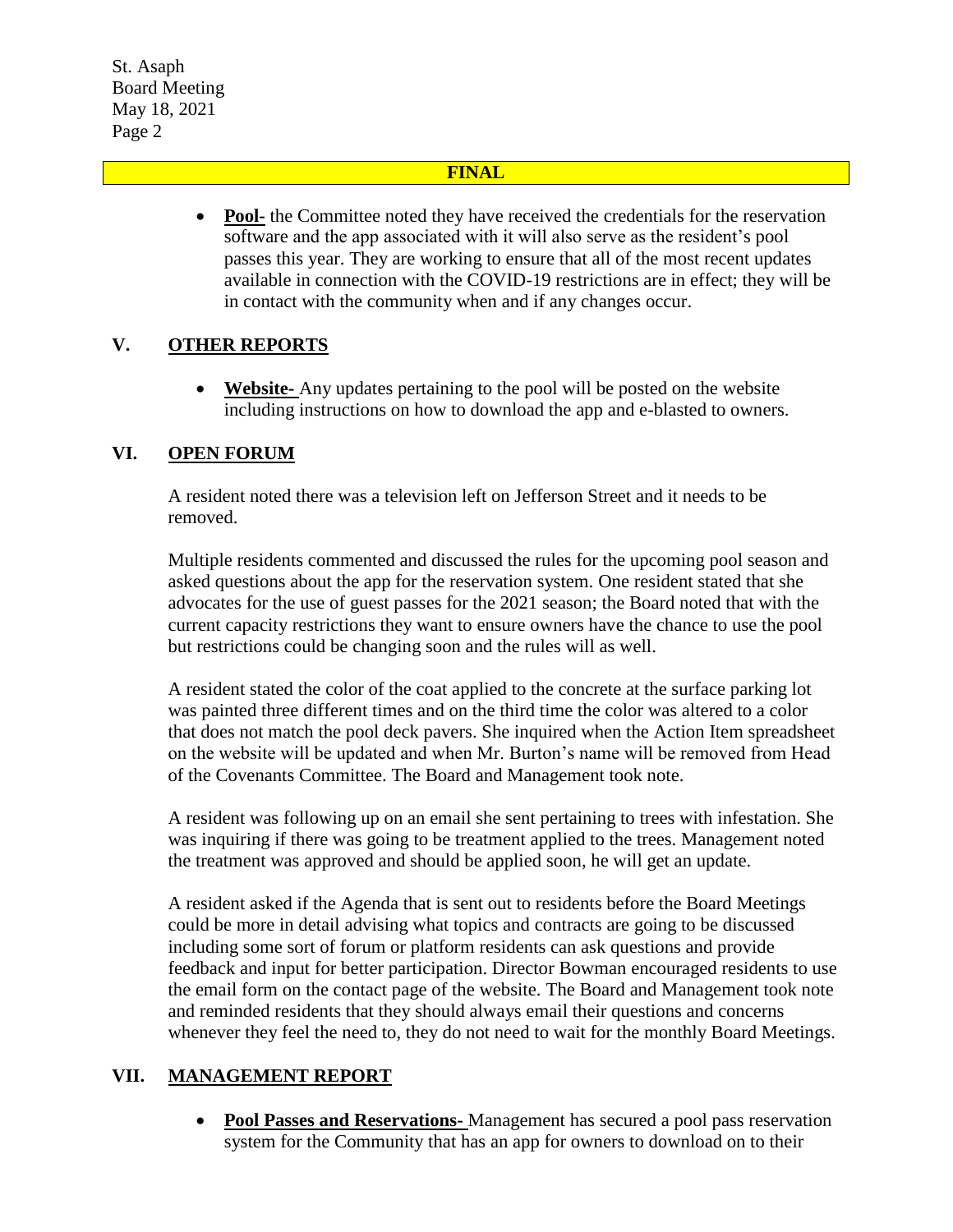**FINAL**

- **Pool-** the Committee noted they have received the credentials for the reservation software and the app associated with it will also serve as the resident's pool passes this year. They are working to ensure that all of the most recent updates available in connection with the COVID-19 restrictions are in effect; they will be in contact with the community when and if any changes occur.

## V. OTHER REPORTS

- **Website-** Any updates pertaining to the pool will be posted on the website including instructions on how to download the app and e-blasted to owners.

## VI. OPEN FORUM

A resident noted there was a television left on Jefferson Street and it needs to be removed.

Multiple residents commented and discussed the rules for the upcoming pool season and asked questions about the app for the reservation system. One resident stated that she advocates for the use of guest passes for the 2021 season; the Board noted that with the current capacity restrictions they want to ensure owners have the chance to use the pool but restrictions could be changing soon and the rules will as well.

A resident stated the color of the coat applied to the concrete at the surface parking lot was painted three different times and on the third time the color was altered to a color that does not match the pool deck pavers. She inquired when the Action Item spreadsheet on the website will be updated and when Mr. Burton's name will be removed from Head of the Covenants Committee. The Board and Management took note.

A resident was following up on an email she sent pertaining to trees with infestation. She was inquiring if there was going to be treatment applied to the trees. Management noted the treatment was approved and should be applied soon, he will get an update.

A resident asked if the Agenda that is sent out to residents before the Board Meetings could be more in detail advising what topics and contracts are going to be discussed including some sort of forum or platform residents can ask questions and provide feedback and input for better participation. Director Bowman encouraged residents to use the email form on the contact page of the website. The Board and Management took note and reminded residents that they should always email their questions and concerns whenever they feel the need to, they do not need to wait for the monthly Board Meetings.

## VII. MANAGEMENT REPORT

- **Pool Passes and Reservations-** Management has secured a pool pass reservation system for the Community that has an app for owners to download on to their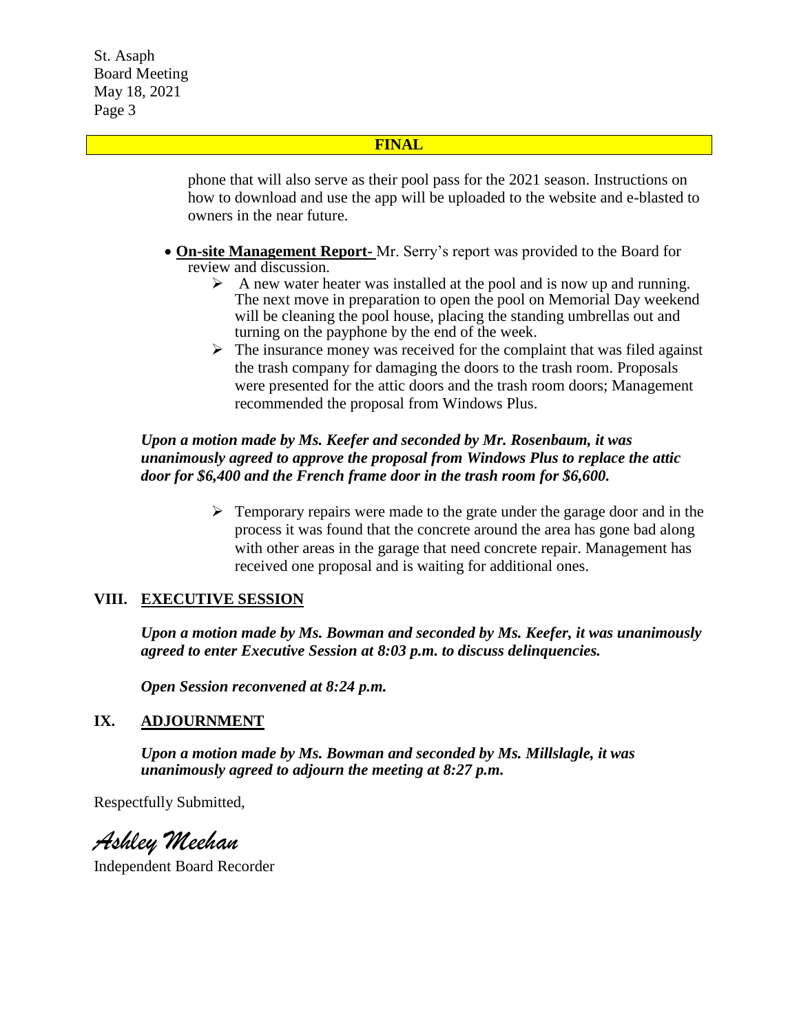**FINAL**

phone that will also serve as their pool pass for the 2021 season. Instructions on how to download and use the app will be uploaded to the website and e-blasted to owners in the near future.

- **On-site Management Report-** Mr. Serry's report was provided to the Board for review and discussion.
  - A new water heater was installed at the pool and is now up and running. The next move in preparation to open the pool on Memorial Day weekend will be cleaning the pool house, placing the standing umbrellas out and turning on the payphone by the end of the week.
  - The insurance money was received for the complaint that was filed against the trash company for damaging the doors to the trash room. Proposals were presented for the attic doors and the trash room doors; Management recommended the proposal from Windows Plus.

***Upon a motion made by Ms. Keefer and seconded by Mr. Rosenbaum, it was unanimously agreed to approve the proposal from Windows Plus to replace the attic door for $6,400 and the French frame door in the trash room for $6,600.***

  - Temporary repairs were made to the grate under the garage door and in the process it was found that the concrete around the area has gone bad along with other areas in the garage that need concrete repair. Management has received one proposal and is waiting for additional ones.

## VIII. EXECUTIVE SESSION

***Upon a motion made by Ms. Bowman and seconded by Ms. Keefer, it was unanimously agreed to enter Executive Session at 8:03 p.m. to discuss delinquencies.***

***Open Session reconvened at 8:24 p.m.***

## IX. ADJOURNMENT

***Upon a motion made by Ms. Bowman and seconded by Ms. Millslagle, it was unanimously agreed to adjourn the meeting at 8:27 p.m.***

Respectfully Submitted,

*Ashley Meehan*

Independent Board Recorder